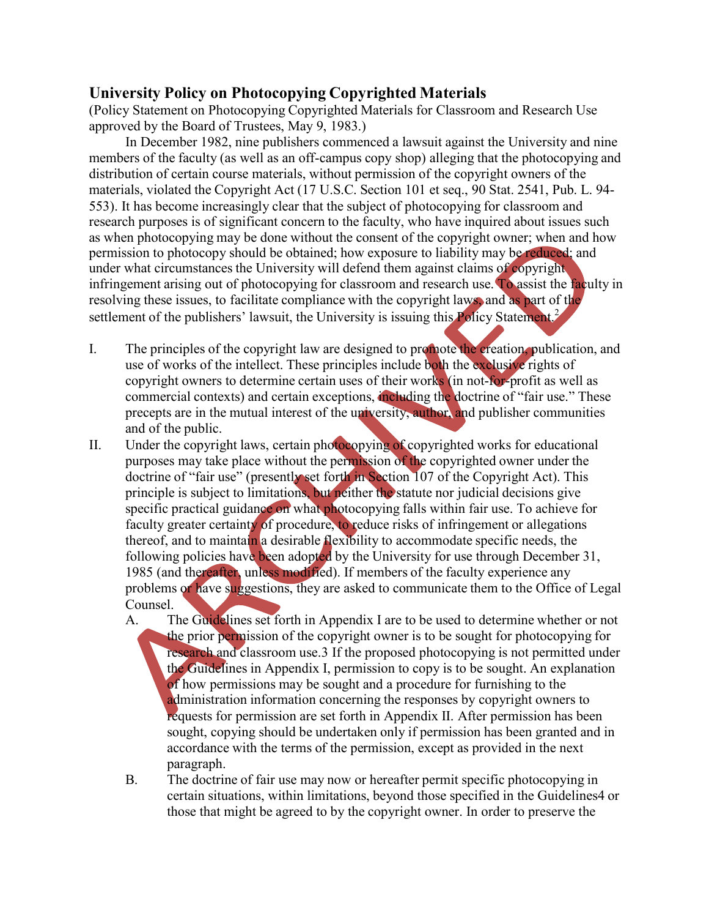## University Policy on Photocopying Copyrighted Materials

(Policy Statement on Photocopying Copyrighted Materials for Classroom and Research Use approved by the Board of Trustees, May 9, 1983.)

In December 1982, nine publishers commenced a lawsuit against the University and nine members of the faculty (as well as an off-campus copy shop) alleging that the photocopying and distribution of certain course materials, without permission of the copyright owners of the materials, violated the Copyright Act (17 U.S.C. Section 101 et seq., 90 Stat. 2541, Pub. L. 94-553). It has become increasingly clear that the subject of photocopying for classroom and research purposes is of significant concern to the faculty, who have inquired about issues such as when photocopying may be done without the consent of the copyright owner; when and how permission to photocopy should be obtained; how exposure to liability may be reduced; and under what circumstances the University will defend them against claims of copyright infringement arising out of photocopying for classroom and research use. To assist the faculty in resolving these issues, to facilitate compliance with the copyright laws, and as part of the settlement of the publishers' lawsuit, the University is issuing this Policy Statement.[2]

I. The principles of the copyright law are designed to promote the creation, publication, and use of works of the intellect. These principles include both the exclusive rights of copyright owners to determine certain uses of their works (in not-for-profit as well as commercial contexts) and certain exceptions, including the doctrine of "fair use." These precepts are in the mutual interest of the university, author, and publisher communities and of the public.

II. Under the copyright laws, certain photocopying of copyrighted works for educational purposes may take place without the permission of the copyrighted owner under the doctrine of "fair use" (presently set forth in Section 107 of the Copyright Act). This principle is subject to limitations, but neither the statute nor judicial decisions give specific practical guidance on what photocopying falls within fair use. To achieve for faculty greater certainty of procedure, to reduce risks of infringement or allegations thereof, and to maintain a desirable flexibility to accommodate specific needs, the following policies have been adopted by the University for use through December 31, 1985 (and thereafter, unless modified). If members of the faculty experience any problems or have suggestions, they are asked to communicate them to the Office of Legal Counsel.

   A. The Guidelines set forth in Appendix I are to be used to determine whether or not the prior permission of the copyright owner is to be sought for photocopying for research and classroom use.3 If the proposed photocopying is not permitted under the Guidelines in Appendix I, permission to copy is to be sought. An explanation of how permissions may be sought and a procedure for furnishing to the administration information concerning the responses by copyright owners to requests for permission are set forth in Appendix II. After permission has been sought, copying should be undertaken only if permission has been granted and in accordance with the terms of the permission, except as provided in the next paragraph.

   B. The doctrine of fair use may now or hereafter permit specific photocopying in certain situations, within limitations, beyond those specified in the Guidelines4 or those that might be agreed to by the copyright owner. In order to preserve the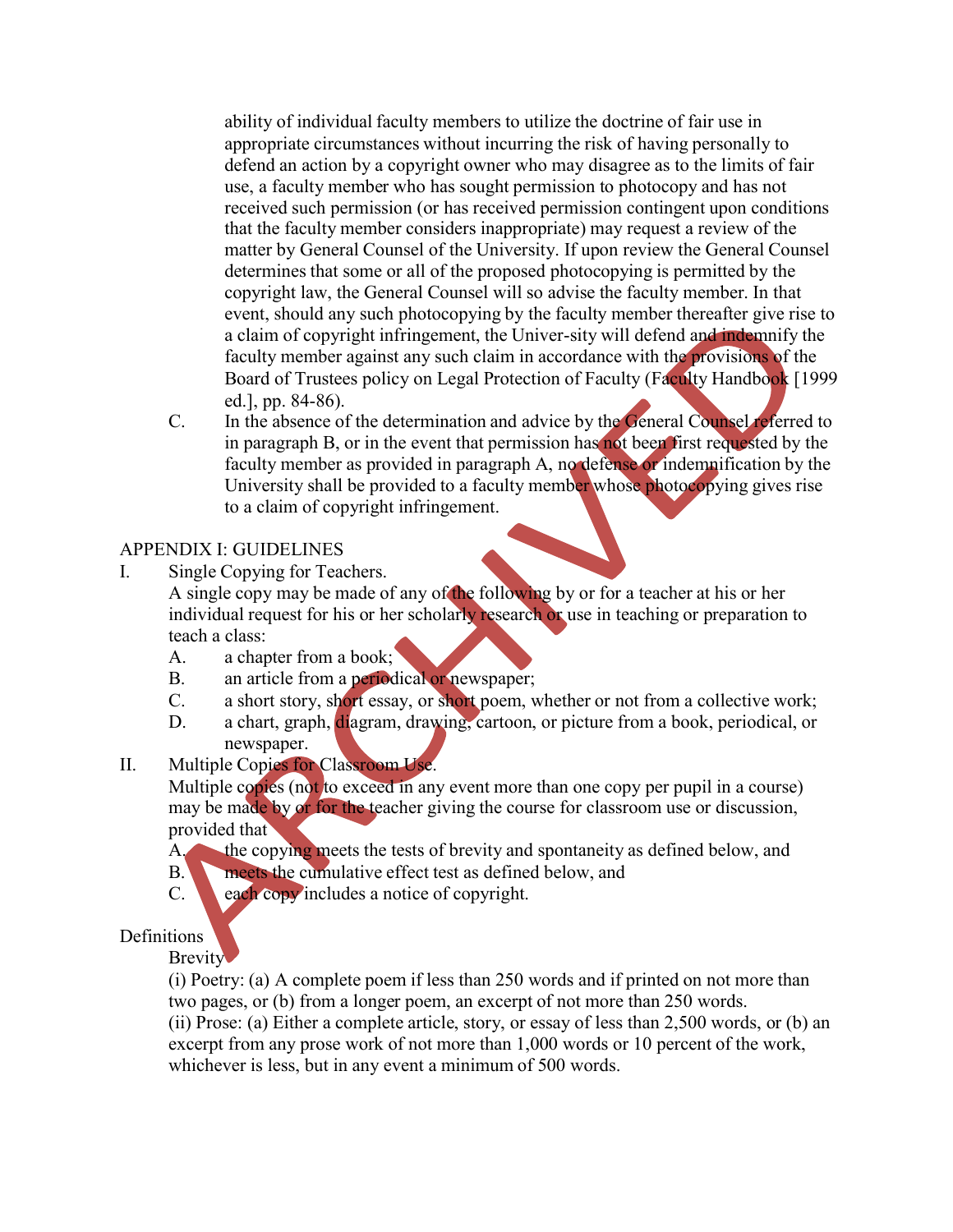ability of individual faculty members to utilize the doctrine of fair use in appropriate circumstances without incurring the risk of having personally to defend an action by a copyright owner who may disagree as to the limits of fair use, a faculty member who has sought permission to photocopy and has not received such permission (or has received permission contingent upon conditions that the faculty member considers inappropriate) may request a review of the matter by General Counsel of the University. If upon review the General Counsel determines that some or all of the proposed photocopying is permitted by the copyright law, the General Counsel will so advise the faculty member. In that event, should any such photocopying by the faculty member thereafter give rise to a claim of copyright infringement, the Univer-sity will defend and indemnify the faculty member against any such claim in accordance with the provisions of the Board of Trustees policy on Legal Protection of Faculty (Faculty Handbook [1999 ed.], pp. 84-86).

C. In the absence of the determination and advice by the General Counsel referred to in paragraph B, or in the event that permission has not been first requested by the faculty member as provided in paragraph A, no defense or indemnification by the University shall be provided to a faculty member whose photocopying gives rise to a claim of copyright infringement.

APPENDIX I: GUIDELINES

I. Single Copying for Teachers.

A single copy may be made of any of the following by or for a teacher at his or her individual request for his or her scholarly research or use in teaching or preparation to teach a class:

A. a chapter from a book;
B. an article from a periodical or newspaper;
C. a short story, short essay, or short poem, whether or not from a collective work;
D. a chart, graph, diagram, drawing, cartoon, or picture from a book, periodical, or newspaper.

II. Multiple Copies for Classroom Use.

Multiple copies (not to exceed in any event more than one copy per pupil in a course) may be made by or for the teacher giving the course for classroom use or discussion, provided that

A. the copying meets the tests of brevity and spontaneity as defined below, and
B. meets the cumulative effect test as defined below, and
C. each copy includes a notice of copyright.

Definitions

Brevity

(i) Poetry: (a) A complete poem if less than 250 words and if printed on not more than two pages, or (b) from a longer poem, an excerpt of not more than 250 words.

(ii) Prose: (a) Either a complete article, story, or essay of less than 2,500 words, or (b) an excerpt from any prose work of not more than 1,000 words or 10 percent of the work, whichever is less, but in any event a minimum of 500 words.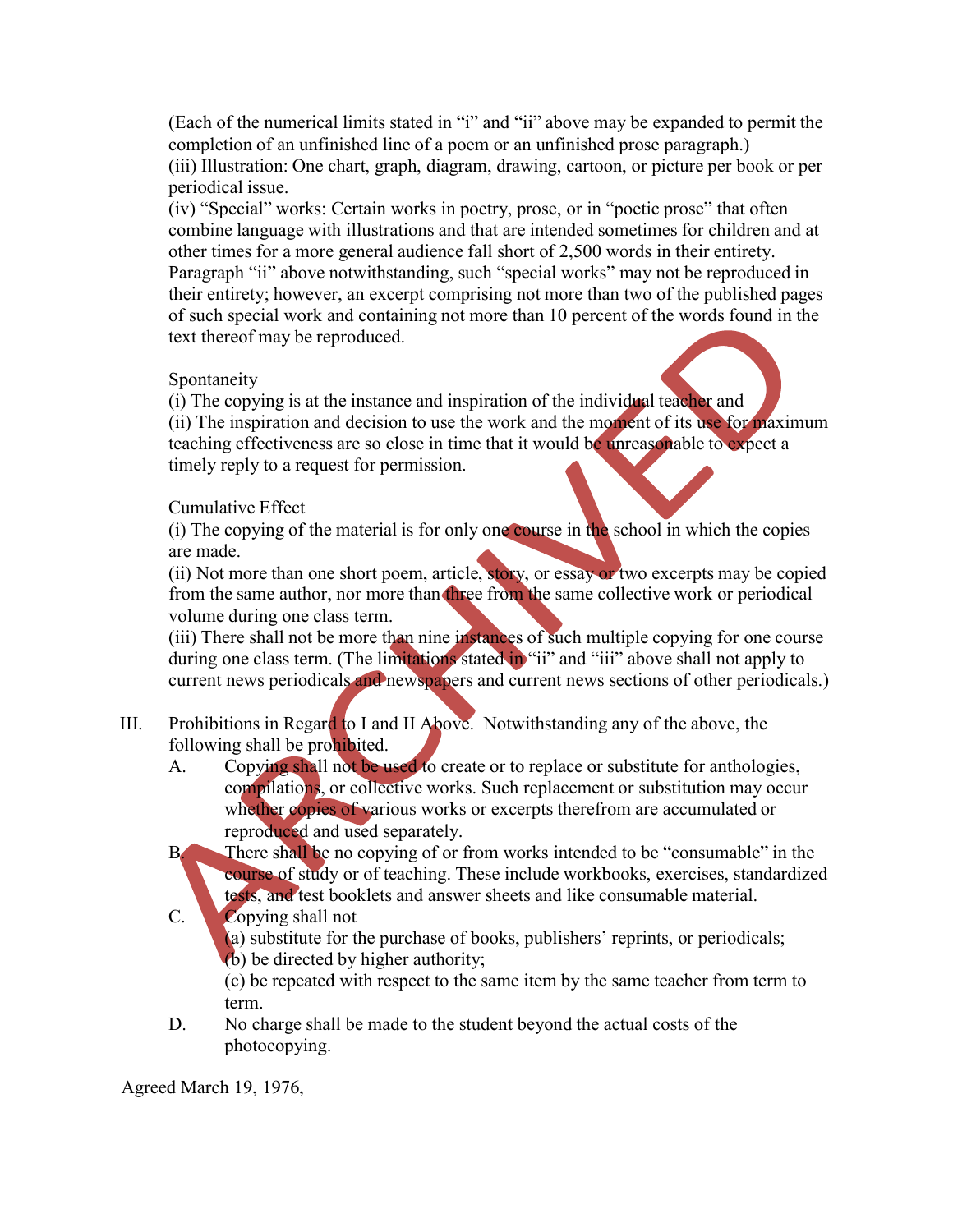(Each of the numerical limits stated in "i" and "ii" above may be expanded to permit the completion of an unfinished line of a poem or an unfinished prose paragraph.)

(iii) Illustration: One chart, graph, diagram, drawing, cartoon, or picture per book or per periodical issue.

(iv) "Special" works: Certain works in poetry, prose, or in "poetic prose" that often combine language with illustrations and that are intended sometimes for children and at other times for a more general audience fall short of 2,500 words in their entirety. Paragraph "ii" above notwithstanding, such "special works" may not be reproduced in their entirety; however, an excerpt comprising not more than two of the published pages of such special work and containing not more than 10 percent of the words found in the text thereof may be reproduced.

Spontaneity

(i) The copying is at the instance and inspiration of the individual teacher and

(ii) The inspiration and decision to use the work and the moment of its use for maximum teaching effectiveness are so close in time that it would be unreasonable to expect a timely reply to a request for permission.

Cumulative Effect

(i) The copying of the material is for only one course in the school in which the copies are made.

(ii) Not more than one short poem, article, story, or essay or two excerpts may be copied from the same author, nor more than three from the same collective work or periodical volume during one class term.

(iii) There shall not be more than nine instances of such multiple copying for one course during one class term. (The limitations stated in "ii" and "iii" above shall not apply to current news periodicals and newspapers and current news sections of other periodicals.)

III. Prohibitions in Regard to I and II Above. Notwithstanding any of the above, the following shall be prohibited.

A. Copying shall not be used to create or to replace or substitute for anthologies, compilations, or collective works. Such replacement or substitution may occur whether copies of various works or excerpts therefrom are accumulated or reproduced and used separately.

B. There shall be no copying of or from works intended to be "consumable" in the course of study or of teaching. These include workbooks, exercises, standardized tests, and test booklets and answer sheets and like consumable material.

C. Copying shall not
   (a) substitute for the purchase of books, publishers' reprints, or periodicals;
   (b) be directed by higher authority;
   (c) be repeated with respect to the same item by the same teacher from term to term.

D. No charge shall be made to the student beyond the actual costs of the photocopying.

Agreed March 19, 1976,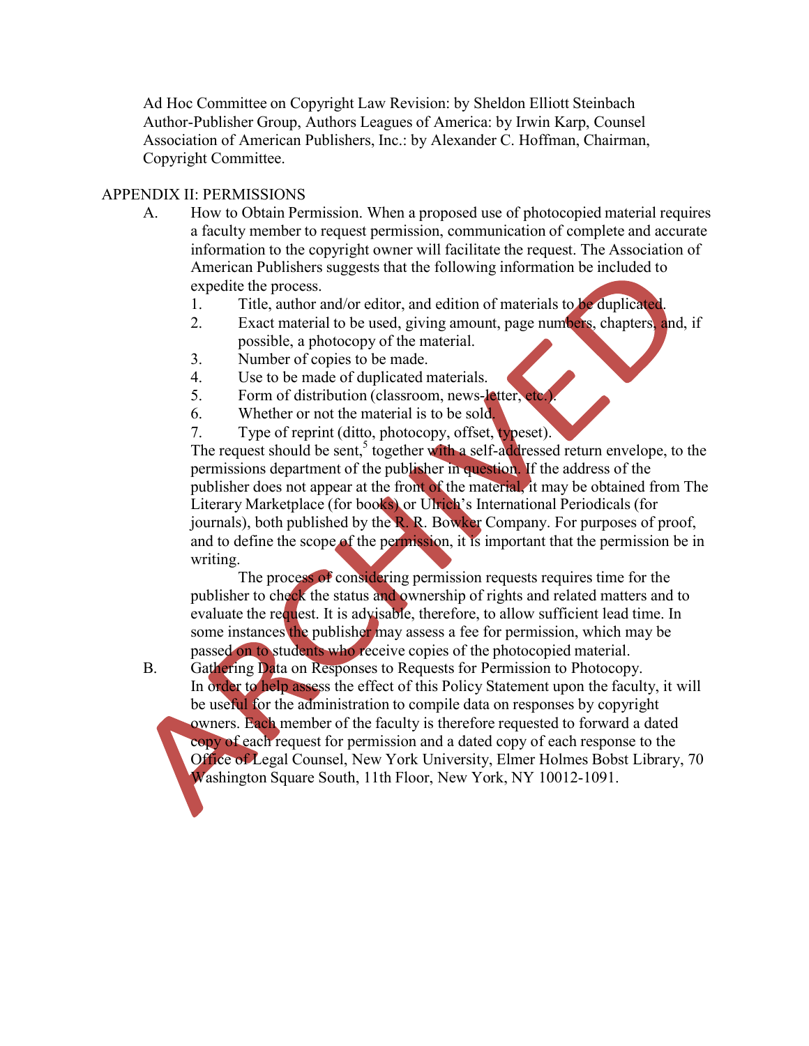Ad Hoc Committee on Copyright Law Revision: by Sheldon Elliott Steinbach
Author-Publisher Group, Authors Leagues of America: by Irwin Karp, Counsel
Association of American Publishers, Inc.: by Alexander C. Hoffman, Chairman, Copyright Committee.

APPENDIX II: PERMISSIONS

A. How to Obtain Permission. When a proposed use of photocopied material requires a faculty member to request permission, communication of complete and accurate information to the copyright owner will facilitate the request. The Association of American Publishers suggests that the following information be included to expedite the process.

1. Title, author and/or editor, and edition of materials to be duplicated.
2. Exact material to be used, giving amount, page numbers, chapters, and, if possible, a photocopy of the material.
3. Number of copies to be made.
4. Use to be made of duplicated materials.
5. Form of distribution (classroom, news-letter, etc.).
6. Whether or not the material is to be sold.
7. Type of reprint (ditto, photocopy, offset, typeset).

The request should be sent,[5] together with a self-addressed return envelope, to the permissions department of the publisher in question. If the address of the publisher does not appear at the front of the material, it may be obtained from The Literary Marketplace (for books) or Ulrich's International Periodicals (for journals), both published by the R. R. Bowker Company. For purposes of proof, and to define the scope of the permission, it is important that the permission be in writing.

The process of considering permission requests requires time for the publisher to check the status and ownership of rights and related matters and to evaluate the request. It is advisable, therefore, to allow sufficient lead time. In some instances the publisher may assess a fee for permission, which may be passed on to students who receive copies of the photocopied material.

B. Gathering Data on Responses to Requests for Permission to Photocopy. In order to help assess the effect of this Policy Statement upon the faculty, it will be useful for the administration to compile data on responses by copyright owners. Each member of the faculty is therefore requested to forward a dated copy of each request for permission and a dated copy of each response to the Office of Legal Counsel, New York University, Elmer Holmes Bobst Library, 70 Washington Square South, 11th Floor, New York, NY 10012-1091.